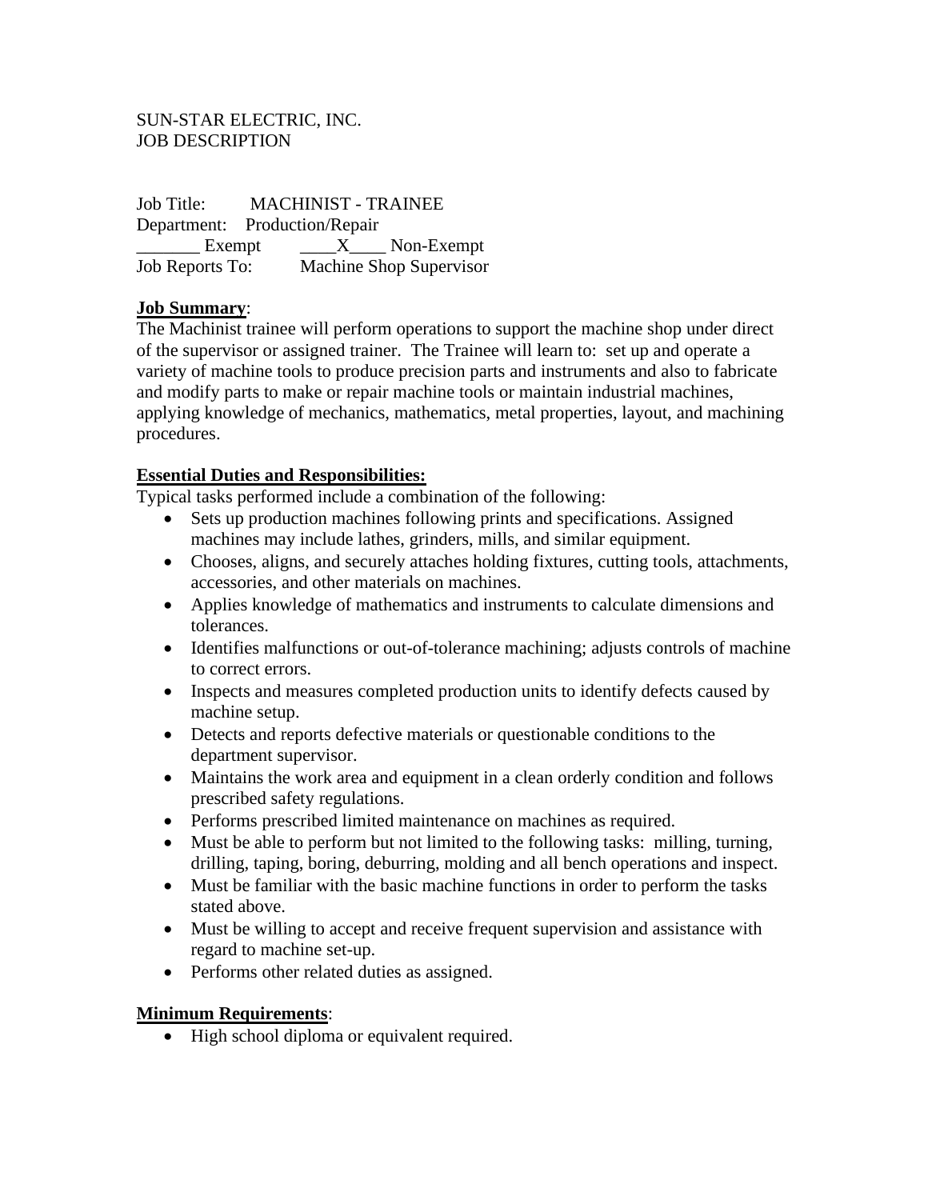SUN-STAR ELECTRIC, INC.
JOB DESCRIPTION

Job Title: MACHINIST - TRAINEE
Department: Production/Repair
_______ Exempt ____X____ Non-Exempt
Job Reports To: Machine Shop Supervisor

**Job Summary**:
The Machinist trainee will perform operations to support the machine shop under direct of the supervisor or assigned trainer. The Trainee will learn to: set up and operate a variety of machine tools to produce precision parts and instruments and also to fabricate and modify parts to make or repair machine tools or maintain industrial machines, applying knowledge of mechanics, mathematics, metal properties, layout, and machining procedures.

**Essential Duties and Responsibilities:**
Typical tasks performed include a combination of the following:

- Sets up production machines following prints and specifications. Assigned machines may include lathes, grinders, mills, and similar equipment.
- Chooses, aligns, and securely attaches holding fixtures, cutting tools, attachments, accessories, and other materials on machines.
- Applies knowledge of mathematics and instruments to calculate dimensions and tolerances.
- Identifies malfunctions or out-of-tolerance machining; adjusts controls of machine to correct errors.
- Inspects and measures completed production units to identify defects caused by machine setup.
- Detects and reports defective materials or questionable conditions to the department supervisor.
- Maintains the work area and equipment in a clean orderly condition and follows prescribed safety regulations.
- Performs prescribed limited maintenance on machines as required.
- Must be able to perform but not limited to the following tasks: milling, turning, drilling, taping, boring, deburring, molding and all bench operations and inspect.
- Must be familiar with the basic machine functions in order to perform the tasks stated above.
- Must be willing to accept and receive frequent supervision and assistance with regard to machine set-up.
- Performs other related duties as assigned.

**Minimum Requirements**:

- High school diploma or equivalent required.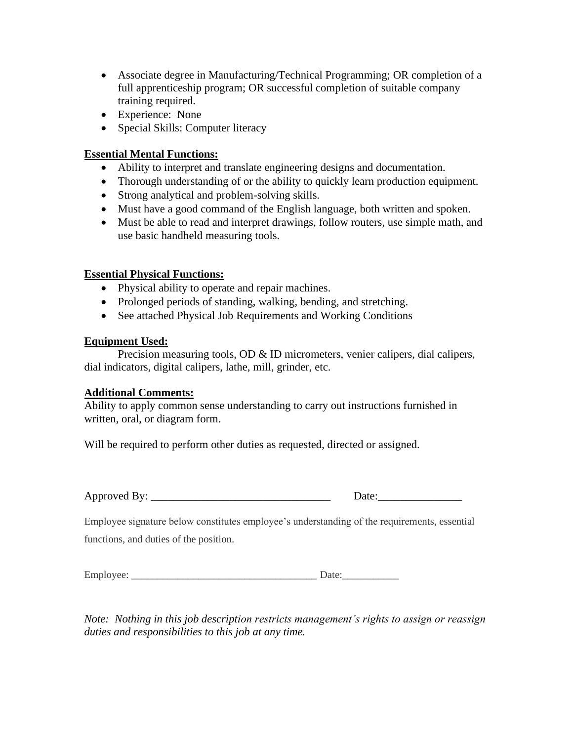- Associate degree in Manufacturing/Technical Programming; OR completion of a full apprenticeship program; OR successful completion of suitable company training required.
- Experience: None
- Special Skills: Computer literacy

**Essential Mental Functions:**

- Ability to interpret and translate engineering designs and documentation.
- Thorough understanding of or the ability to quickly learn production equipment.
- Strong analytical and problem-solving skills.
- Must have a good command of the English language, both written and spoken.
- Must be able to read and interpret drawings, follow routers, use simple math, and use basic handheld measuring tools.

**Essential Physical Functions:**

- Physical ability to operate and repair machines.
- Prolonged periods of standing, walking, bending, and stretching.
- See attached Physical Job Requirements and Working Conditions

**Equipment Used:**

Precision measuring tools, OD & ID micrometers, venier calipers, dial calipers, dial indicators, digital calipers, lathe, mill, grinder, etc.

**Additional Comments:**

Ability to apply common sense understanding to carry out instructions furnished in written, oral, or diagram form.

Will be required to perform other duties as requested, directed or assigned.

Approved By: ________________________________ Date:_______________

Employee signature below constitutes employee's understanding of the requirements, essential functions, and duties of the position.

Employee: ___________________________________ Date:___________

*Note: Nothing in this job description restricts management's rights to assign or reassign duties and responsibilities to this job at any time.*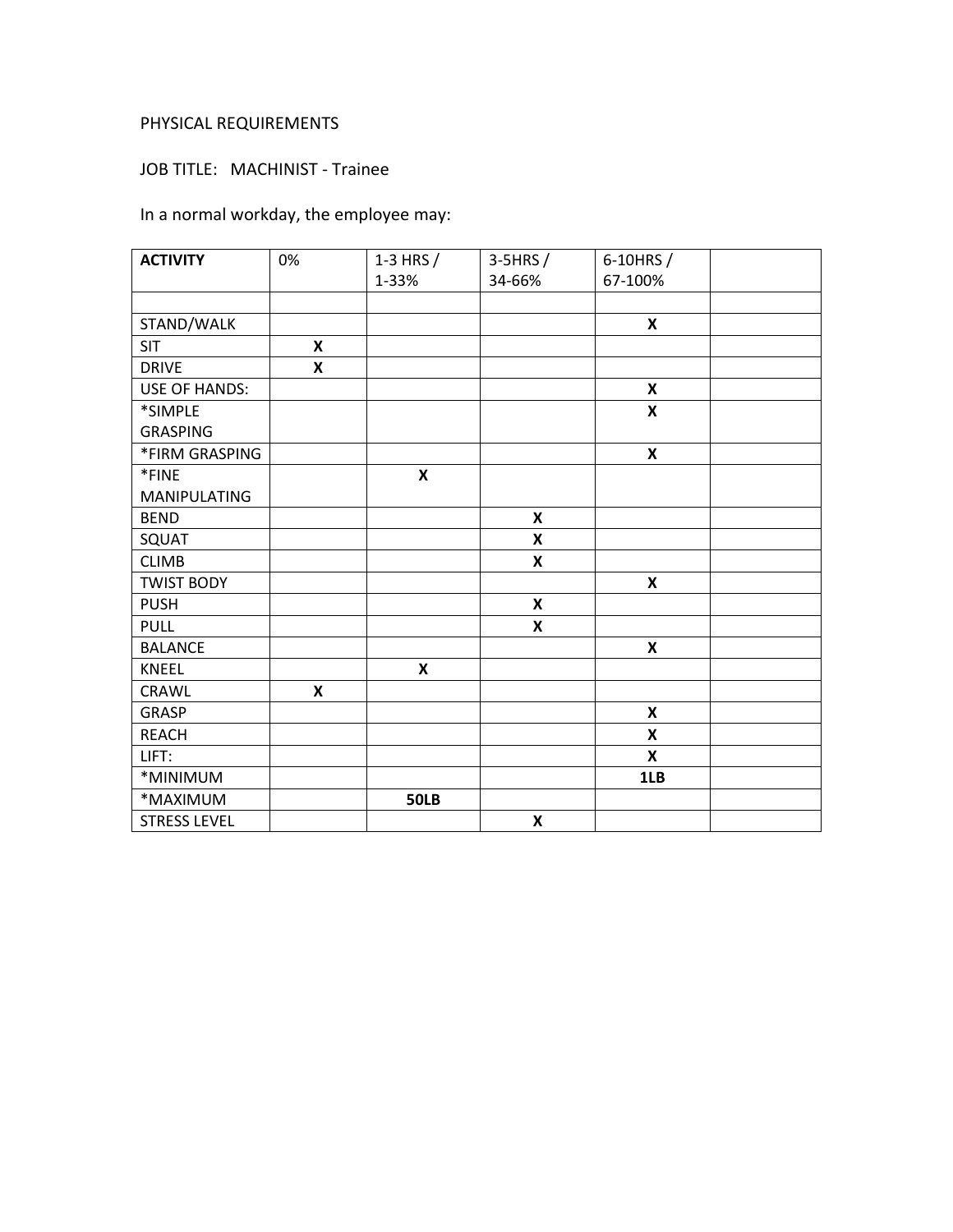PHYSICAL REQUIREMENTS

JOB TITLE: MACHINIST - Trainee

In a normal workday, the employee may:

| **ACTIVITY** | 0% | 1-3 HRS / 1-33% | 3-5HRS / 34-66% | 6-10HRS / 67-100% | |
|---|---|---|---|---|---|
| | | | | | |
| STAND/WALK | | | | **X** | |
| SIT | **X** | | | | |
| DRIVE | **X** | | | | |
| USE OF HANDS: | | | | **X** | |
| *SIMPLE GRASPING | | | | **X** | |
| *FIRM GRASPING | | | | **X** | |
| *FINE MANIPULATING | | **X** | | | |
| BEND | | | **X** | | |
| SQUAT | | | **X** | | |
| CLIMB | | | **X** | | |
| TWIST BODY | | | | **X** | |
| PUSH | | | **X** | | |
| PULL | | | **X** | | |
| BALANCE | | | | **X** | |
| KNEEL | | **X** | | | |
| CRAWL | **X** | | | | |
| GRASP | | | | **X** | |
| REACH | | | | **X** | |
| LIFT: | | | | **X** | |
| *MINIMUM | | | | **1LB** | |
| *MAXIMUM | | **50LB** | | | |
| STRESS LEVEL | | | **X** | | |